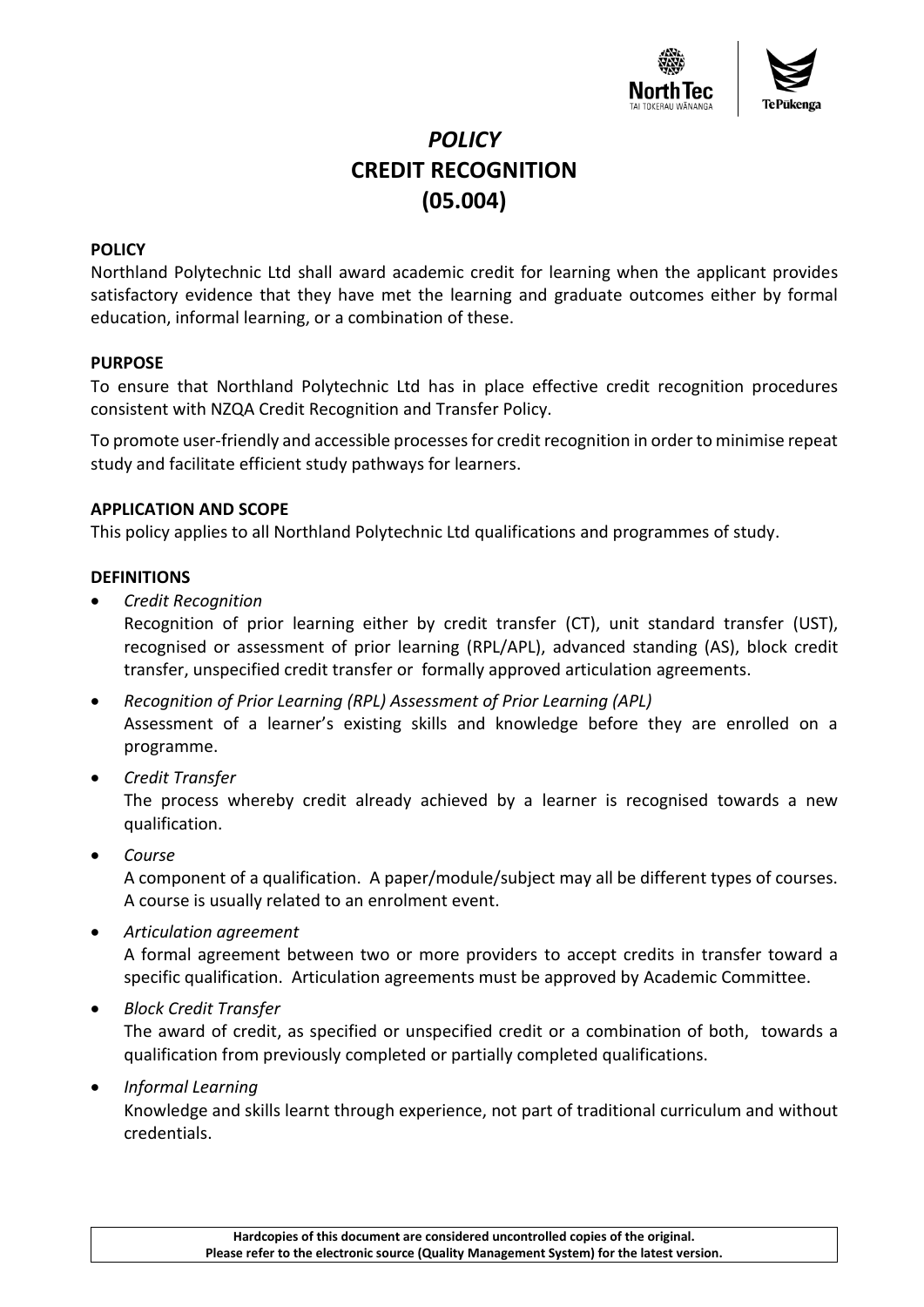# *POLICY*
# CREDIT RECOGNITION
# (05.004)

**POLICY**

Northland Polytechnic Ltd shall award academic credit for learning when the applicant provides satisfactory evidence that they have met the learning and graduate outcomes either by formal education, informal learning, or a combination of these.

**PURPOSE**

To ensure that Northland Polytechnic Ltd has in place effective credit recognition procedures consistent with NZQA Credit Recognition and Transfer Policy.

To promote user-friendly and accessible processes for credit recognition in order to minimise repeat study and facilitate efficient study pathways for learners.

**APPLICATION AND SCOPE**

This policy applies to all Northland Polytechnic Ltd qualifications and programmes of study.

**DEFINITIONS**

- *Credit Recognition*
  Recognition of prior learning either by credit transfer (CT), unit standard transfer (UST), recognised or assessment of prior learning (RPL/APL), advanced standing (AS), block credit transfer, unspecified credit transfer or formally approved articulation agreements.
- *Recognition of Prior Learning (RPL) Assessment of Prior Learning (APL)*
  Assessment of a learner's existing skills and knowledge before they are enrolled on a programme.
- *Credit Transfer*
  The process whereby credit already achieved by a learner is recognised towards a new qualification.
- *Course*
  A component of a qualification. A paper/module/subject may all be different types of courses. A course is usually related to an enrolment event.
- *Articulation agreement*
  A formal agreement between two or more providers to accept credits in transfer toward a specific qualification. Articulation agreements must be approved by Academic Committee.
- *Block Credit Transfer*
  The award of credit, as specified or unspecified credit or a combination of both, towards a qualification from previously completed or partially completed qualifications.
- *Informal Learning*
  Knowledge and skills learnt through experience, not part of traditional curriculum and without credentials.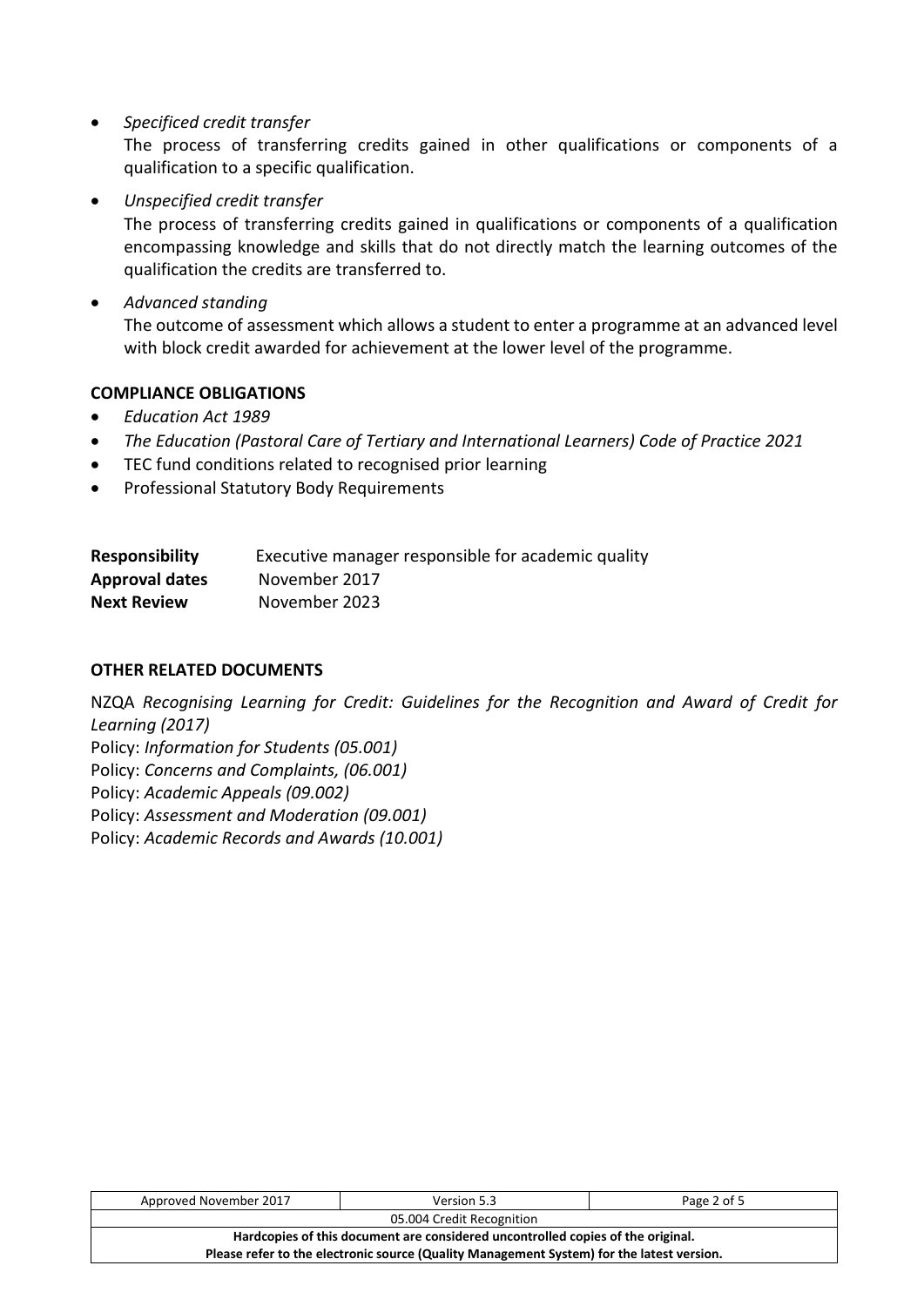- *Specificed credit transfer*
  The process of transferring credits gained in other qualifications or components of a qualification to a specific qualification.
- *Unspecified credit transfer*
  The process of transferring credits gained in qualifications or components of a qualification encompassing knowledge and skills that do not directly match the learning outcomes of the qualification the credits are transferred to.
- *Advanced standing*
  The outcome of assessment which allows a student to enter a programme at an advanced level with block credit awarded for achievement at the lower level of the programme.

**COMPLIANCE OBLIGATIONS**

- *Education Act 1989*
- *The Education (Pastoral Care of Tertiary and International Learners) Code of Practice 2021*
- TEC fund conditions related to recognised prior learning
- Professional Statutory Body Requirements

| | |
|---|---|
| **Responsibility** | Executive manager responsible for academic quality |
| **Approval dates** | November 2017 |
| **Next Review** | November 2023 |

**OTHER RELATED DOCUMENTS**

NZQA *Recognising Learning for Credit: Guidelines for the Recognition and Award of Credit for Learning (2017)*
Policy: *Information for Students (05.001)*
Policy: *Concerns and Complaints, (06.001)*
Policy: *Academic Appeals (09.002)*
Policy: *Assessment and Moderation (09.001)*
Policy: *Academic Records and Awards (10.001)*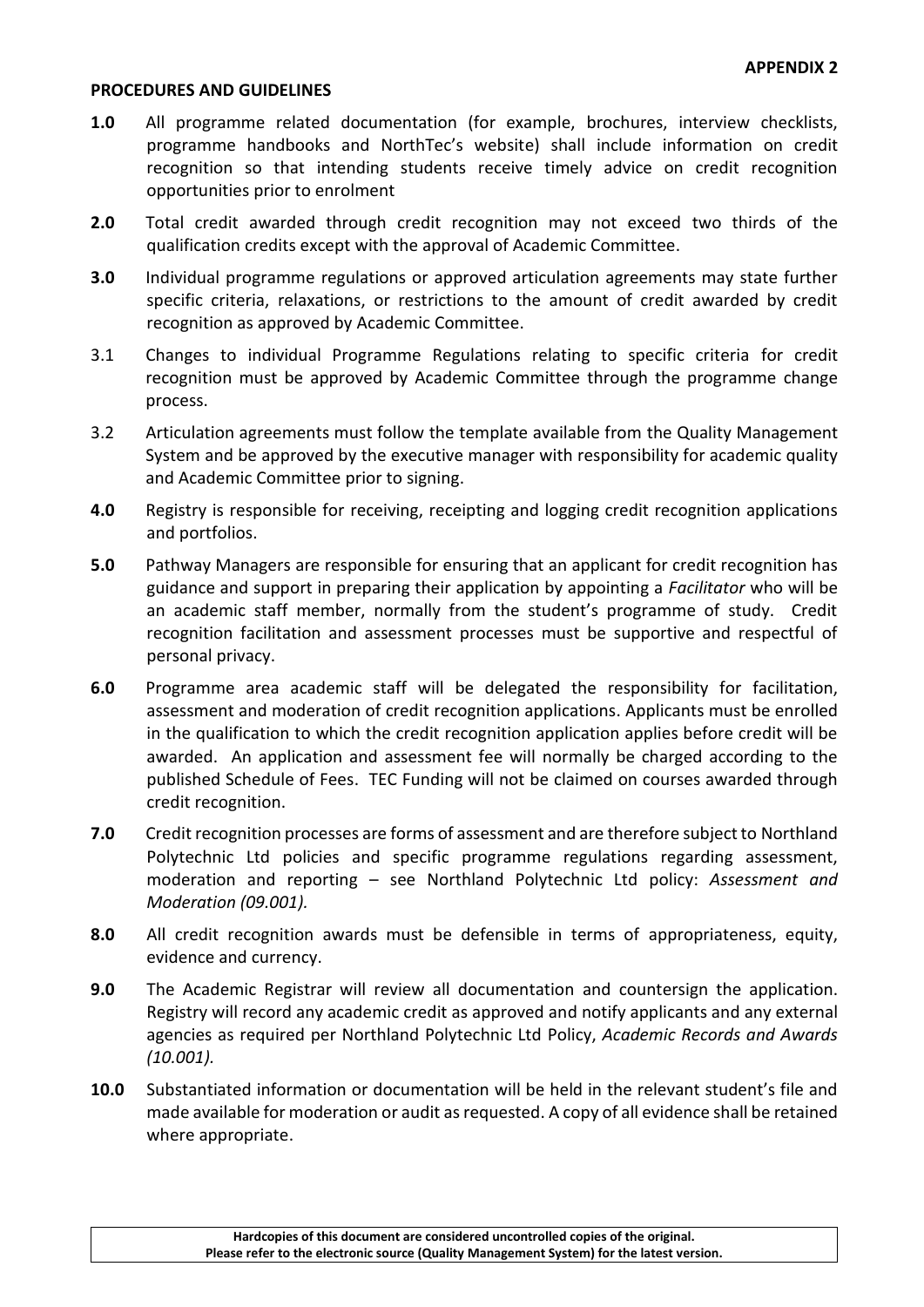**APPENDIX 2**

**PROCEDURES AND GUIDELINES**

**1.0** All programme related documentation (for example, brochures, interview checklists, programme handbooks and NorthTec's website) shall include information on credit recognition so that intending students receive timely advice on credit recognition opportunities prior to enrolment

**2.0** Total credit awarded through credit recognition may not exceed two thirds of the qualification credits except with the approval of Academic Committee.

**3.0** Individual programme regulations or approved articulation agreements may state further specific criteria, relaxations, or restrictions to the amount of credit awarded by credit recognition as approved by Academic Committee.

3.1 Changes to individual Programme Regulations relating to specific criteria for credit recognition must be approved by Academic Committee through the programme change process.

3.2 Articulation agreements must follow the template available from the Quality Management System and be approved by the executive manager with responsibility for academic quality and Academic Committee prior to signing.

**4.0** Registry is responsible for receiving, receipting and logging credit recognition applications and portfolios.

**5.0** Pathway Managers are responsible for ensuring that an applicant for credit recognition has guidance and support in preparing their application by appointing a *Facilitator* who will be an academic staff member, normally from the student's programme of study. Credit recognition facilitation and assessment processes must be supportive and respectful of personal privacy.

**6.0** Programme area academic staff will be delegated the responsibility for facilitation, assessment and moderation of credit recognition applications. Applicants must be enrolled in the qualification to which the credit recognition application applies before credit will be awarded. An application and assessment fee will normally be charged according to the published Schedule of Fees. TEC Funding will not be claimed on courses awarded through credit recognition.

**7.0** Credit recognition processes are forms of assessment and are therefore subject to Northland Polytechnic Ltd policies and specific programme regulations regarding assessment, moderation and reporting – see Northland Polytechnic Ltd policy: *Assessment and Moderation (09.001).*

**8.0** All credit recognition awards must be defensible in terms of appropriateness, equity, evidence and currency.

**9.0** The Academic Registrar will review all documentation and countersign the application. Registry will record any academic credit as approved and notify applicants and any external agencies as required per Northland Polytechnic Ltd Policy, *Academic Records and Awards (10.001).*

**10.0** Substantiated information or documentation will be held in the relevant student's file and made available for moderation or audit as requested. A copy of all evidence shall be retained where appropriate.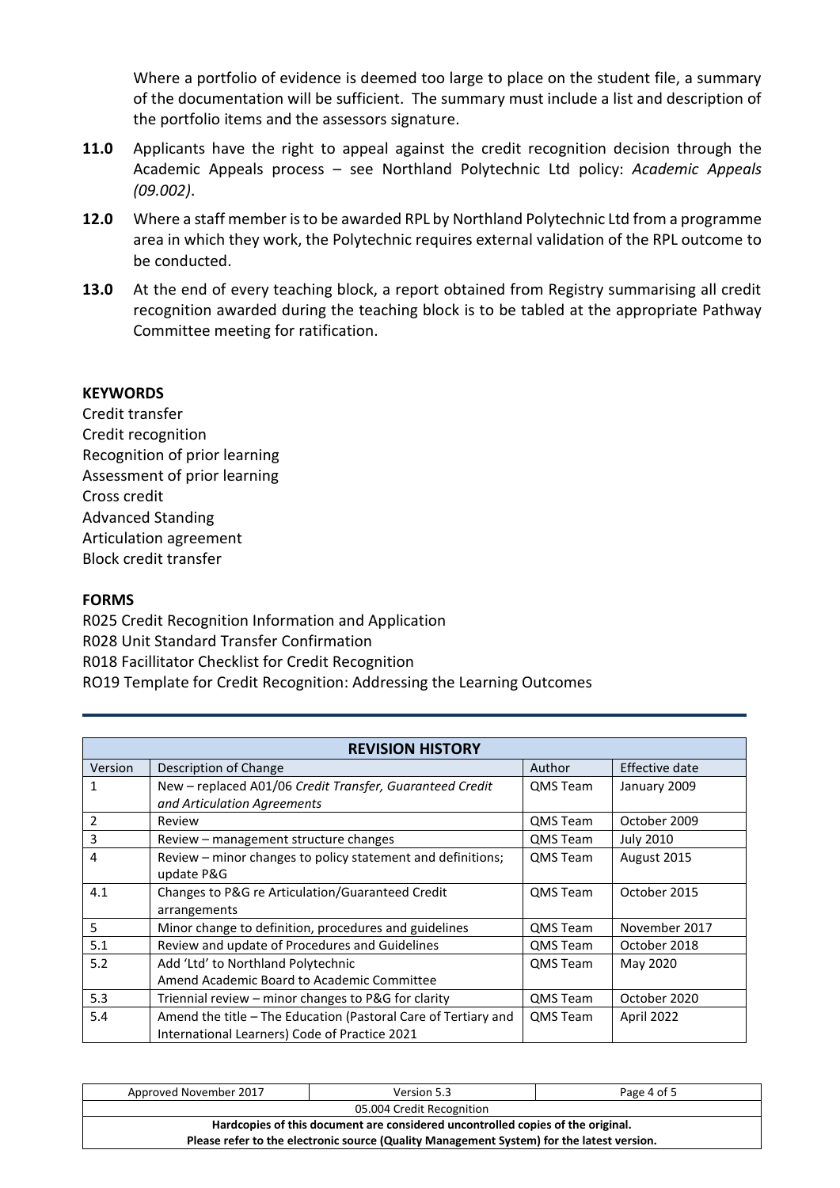Where a portfolio of evidence is deemed too large to place on the student file, a summary of the documentation will be sufficient. The summary must include a list and description of the portfolio items and the assessors signature.

**11.0** Applicants have the right to appeal against the credit recognition decision through the Academic Appeals process – see Northland Polytechnic Ltd policy: *Academic Appeals (09.002)*.

**12.0** Where a staff member is to be awarded RPL by Northland Polytechnic Ltd from a programme area in which they work, the Polytechnic requires external validation of the RPL outcome to be conducted.

**13.0** At the end of every teaching block, a report obtained from Registry summarising all credit recognition awarded during the teaching block is to be tabled at the appropriate Pathway Committee meeting for ratification.

**KEYWORDS**

Credit transfer
Credit recognition
Recognition of prior learning
Assessment of prior learning
Cross credit
Advanced Standing
Articulation agreement
Block credit transfer

**FORMS**

R025 Credit Recognition Information and Application
R028 Unit Standard Transfer Confirmation
R018 Facillitator Checklist for Credit Recognition
RO19 Template for Credit Recognition: Addressing the Learning Outcomes

| **REVISION HISTORY** | | | |
|---|---|---|---|
| Version | Description of Change | Author | Effective date |
| 1 | New – replaced A01/06 *Credit Transfer, Guaranteed Credit and Articulation Agreements* | QMS Team | January 2009 |
| 2 | Review | QMS Team | October 2009 |
| 3 | Review – management structure changes | QMS Team | July 2010 |
| 4 | Review – minor changes to policy statement and definitions; update P&G | QMS Team | August 2015 |
| 4.1 | Changes to P&G re Articulation/Guaranteed Credit arrangements | QMS Team | October 2015 |
| 5 | Minor change to definition, procedures and guidelines | QMS Team | November 2017 |
| 5.1 | Review and update of Procedures and Guidelines | QMS Team | October 2018 |
| 5.2 | Add 'Ltd' to Northland Polytechnic<br>Amend Academic Board to Academic Committee | QMS Team | May 2020 |
| 5.3 | Triennial review – minor changes to P&G for clarity | QMS Team | October 2020 |
| 5.4 | Amend the title – The Education (Pastoral Care of Tertiary and International Learners) Code of Practice 2021 | QMS Team | April 2022 |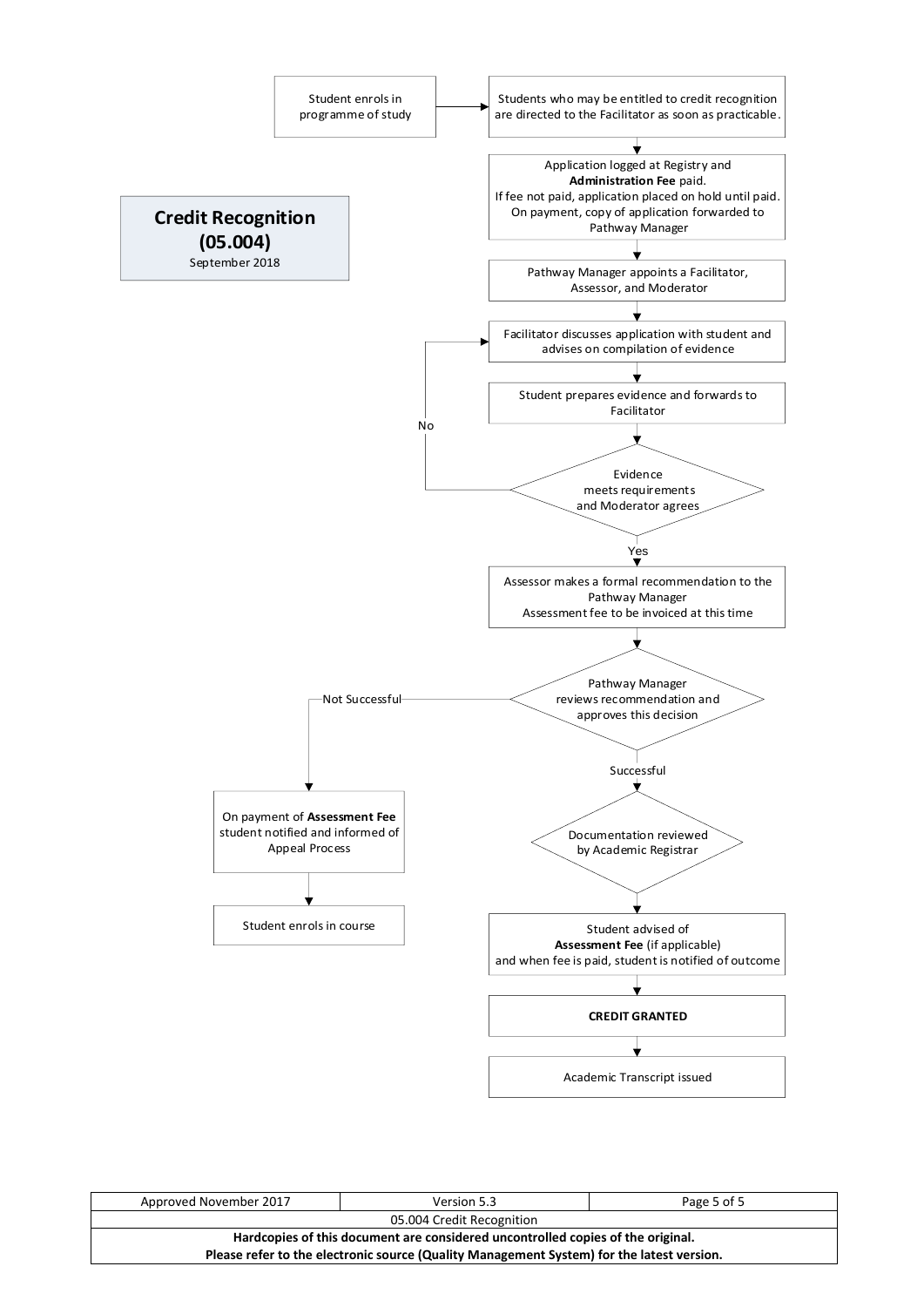## Credit Recognition (05.004)

September 2018

Student enrols in programme of study

Students who may be entitled to credit recognition are directed to the Facilitator as soon as practicable.

Application logged at Registry and **Administration Fee** paid.
If fee not paid, application placed on hold until paid.
On payment, copy of application forwarded to Pathway Manager

Pathway Manager appoints a Facilitator, Assessor, and Moderator

Facilitator discusses application with student and advises on compilation of evidence

Student prepares evidence and forwards to Facilitator

Evidence meets requirements and Moderator agrees

No

Yes

Assessor makes a formal recommendation to the Pathway Manager
Assessment fee to be invoiced at this time

Pathway Manager reviews recommendation and approves this decision

Not Successful

On payment of **Assessment Fee** student notified and informed of Appeal Process

Student enrols in course

Successful

Documentation reviewed by Academic Registrar

Student advised of **Assessment Fee** (if applicable) and when fee is paid, student is notified of outcome

**CREDIT GRANTED**

Academic Transcript issued

| | | |
|---|---|---|
| Approved November 2017 | Version 5.3 | Page 5 of 5 |
| 05.004 Credit Recognition | | |
| **Hardcopies of this document are considered uncontrolled copies of the original. Please refer to the electronic source (Quality Management System) for the latest version.** | | |